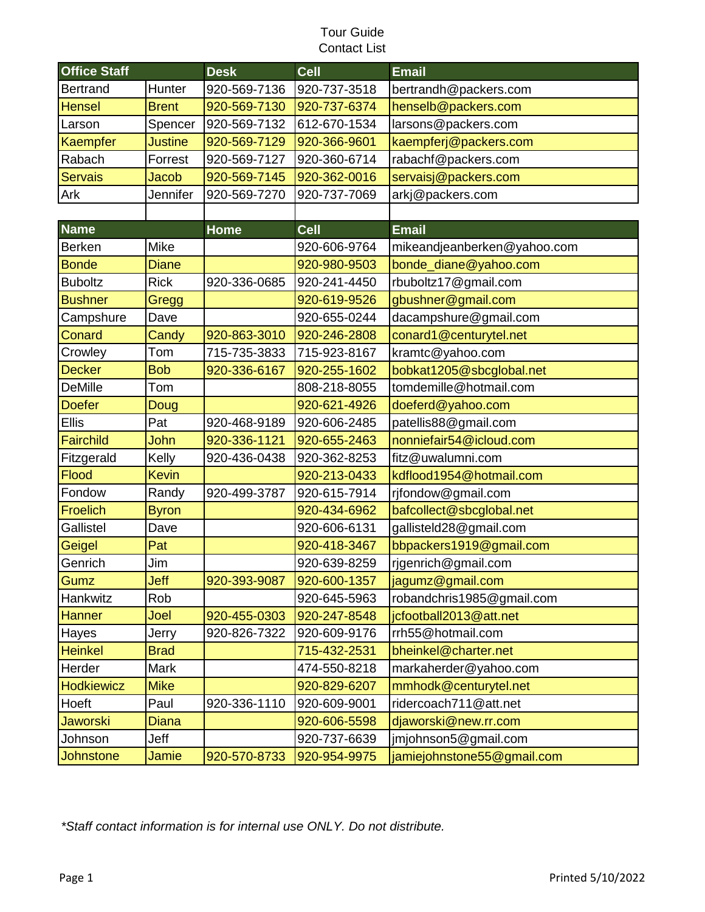# Tour Guide
# Contact List

| Office Staff | | Desk | Cell | Email |
|---|---|---|---|---|
| Bertrand | Hunter | 920-569-7136 | 920-737-3518 | bertrandh@packers.com |
| Hensel | Brent | 920-569-7130 | 920-737-6374 | henselb@packers.com |
| Larson | Spencer | 920-569-7132 | 612-670-1534 | larsons@packers.com |
| Kaempfer | Justine | 920-569-7129 | 920-366-9601 | kaempferj@packers.com |
| Rabach | Forrest | 920-569-7127 | 920-360-6714 | rabachf@packers.com |
| Servais | Jacob | 920-569-7145 | 920-362-0016 | servaisj@packers.com |
| Ark | Jennifer | 920-569-7270 | 920-737-7069 | arkj@packers.com |

| Name | | Home | Cell | Email |
|---|---|---|---|---|
| Berken | Mike | | 920-606-9764 | mikeandjeanberken@yahoo.com |
| Bonde | Diane | | 920-980-9503 | bonde_diane@yahoo.com |
| Buboltz | Rick | 920-336-0685 | 920-241-4450 | rbuboltz17@gmail.com |
| Bushner | Gregg | | 920-619-9526 | gbushner@gmail.com |
| Campshure | Dave | | 920-655-0244 | dacampshure@gmail.com |
| Conard | Candy | 920-863-3010 | 920-246-2808 | conard1@centurytel.net |
| Crowley | Tom | 715-735-3833 | 715-923-8167 | kramtc@yahoo.com |
| Decker | Bob | 920-336-6167 | 920-255-1602 | bobkat1205@sbcglobal.net |
| DeMille | Tom | | 808-218-8055 | tomdemille@hotmail.com |
| Doefer | Doug | | 920-621-4926 | doeferd@yahoo.com |
| Ellis | Pat | 920-468-9189 | 920-606-2485 | patellis88@gmail.com |
| Fairchild | John | 920-336-1121 | 920-655-2463 | nonniefair54@icloud.com |
| Fitzgerald | Kelly | 920-436-0438 | 920-362-8253 | fitz@uwalumni.com |
| Flood | Kevin | | 920-213-0433 | kdflood1954@hotmail.com |
| Fondow | Randy | 920-499-3787 | 920-615-7914 | rjfondow@gmail.com |
| Froelich | Byron | | 920-434-6962 | bafcollect@sbcglobal.net |
| Gallistel | Dave | | 920-606-6131 | gallisteld28@gmail.com |
| Geigel | Pat | | 920-418-3467 | bbpackers1919@gmail.com |
| Genrich | Jim | | 920-639-8259 | rjgenrich@gmail.com |
| Gumz | Jeff | 920-393-9087 | 920-600-1357 | jagumz@gmail.com |
| Hankwitz | Rob | | 920-645-5963 | robandchris1985@gmail.com |
| Hanner | Joel | 920-455-0303 | 920-247-8548 | jcfootball2013@att.net |
| Hayes | Jerry | 920-826-7322 | 920-609-9176 | rrh55@hotmail.com |
| Heinkel | Brad | | 715-432-2531 | bheinkel@charter.net |
| Herder | Mark | | 474-550-8218 | markaherder@yahoo.com |
| Hodkiewicz | Mike | | 920-829-6207 | mmhodk@centurytel.net |
| Hoeft | Paul | 920-336-1110 | 920-609-9001 | ridercoach711@att.net |
| Jaworski | Diana | | 920-606-5598 | djaworski@new.rr.com |
| Johnson | Jeff | | 920-737-6639 | jmjohnson5@gmail.com |
| Johnstone | Jamie | 920-570-8733 | 920-954-9975 | jamiejohnstone55@gmail.com |

*\*Staff contact information is for internal use ONLY. Do not distribute.*

Printed 5/10/2022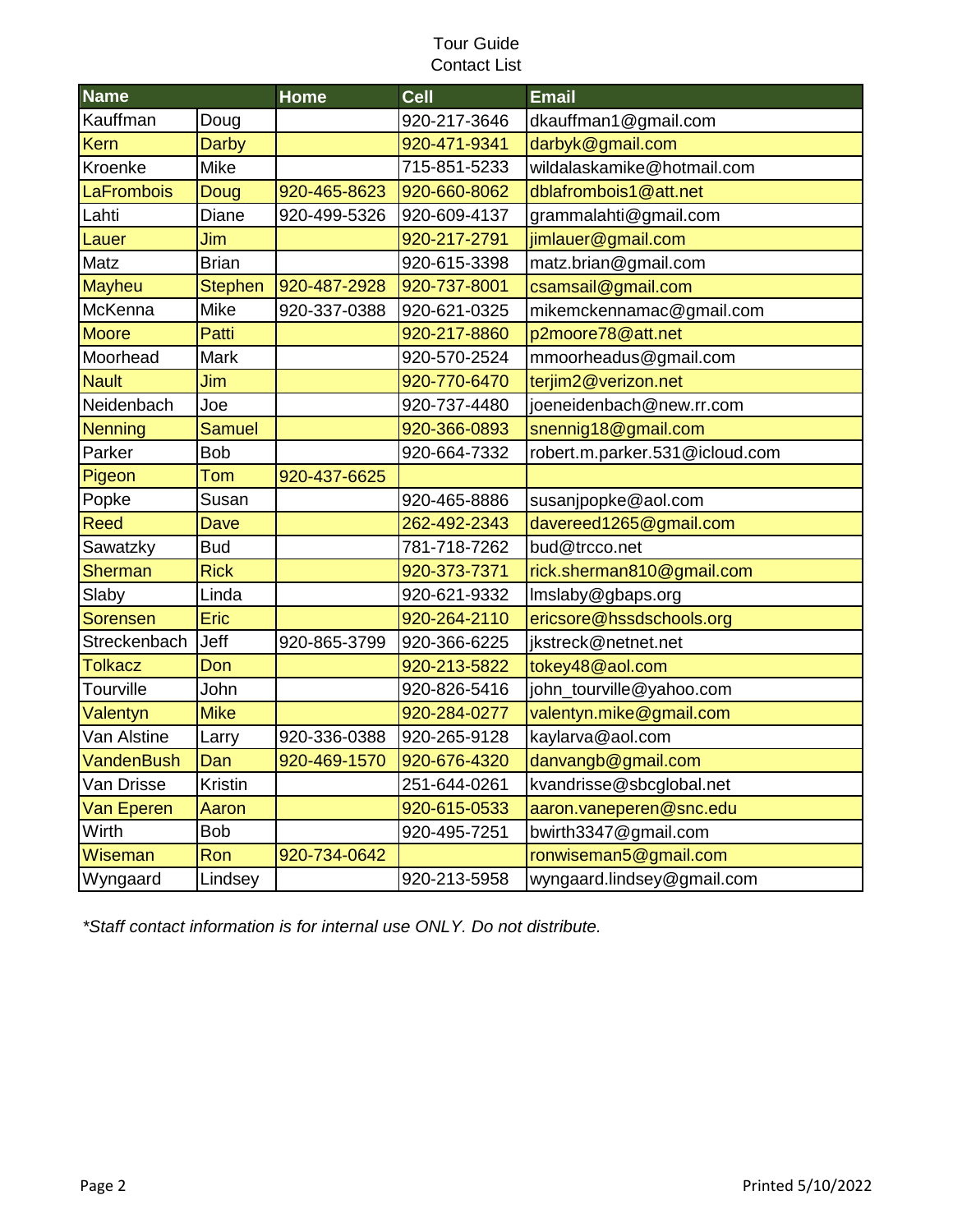Tour Guide
Contact List

| Name | | Home | Cell | Email |
|---|---|---|---|---|
| Kauffman | Doug | | 920-217-3646 | dkauffman1@gmail.com |
| Kern | Darby | | 920-471-9341 | darbyk@gmail.com |
| Kroenke | Mike | | 715-851-5233 | wildalaskamike@hotmail.com |
| LaFrombois | Doug | 920-465-8623 | 920-660-8062 | dblafrombois1@att.net |
| Lahti | Diane | 920-499-5326 | 920-609-4137 | grammalahti@gmail.com |
| Lauer | Jim | | 920-217-2791 | jimlauer@gmail.com |
| Matz | Brian | | 920-615-3398 | matz.brian@gmail.com |
| Mayheu | Stephen | 920-487-2928 | 920-737-8001 | csamsail@gmail.com |
| McKenna | Mike | 920-337-0388 | 920-621-0325 | mikemckennamac@gmail.com |
| Moore | Patti | | 920-217-8860 | p2moore78@att.net |
| Moorhead | Mark | | 920-570-2524 | mmoorheadus@gmail.com |
| Nault | Jim | | 920-770-6470 | terjim2@verizon.net |
| Neidenbach | Joe | | 920-737-4480 | joeneidenbach@new.rr.com |
| Nenning | Samuel | | 920-366-0893 | snennig18@gmail.com |
| Parker | Bob | | 920-664-7332 | robert.m.parker.531@icloud.com |
| Pigeon | Tom | 920-437-6625 | | |
| Popke | Susan | | 920-465-8886 | susanjpopke@aol.com |
| Reed | Dave | | 262-492-2343 | davereed1265@gmail.com |
| Sawatzky | Bud | | 781-718-7262 | bud@trcco.net |
| Sherman | Rick | | 920-373-7371 | rick.sherman810@gmail.com |
| Slaby | Linda | | 920-621-9332 | lmslaby@gbaps.org |
| Sorensen | Eric | | 920-264-2110 | ericsore@hssdschools.org |
| Streckenbach | Jeff | 920-865-3799 | 920-366-6225 | jkstreck@netnet.net |
| Tolkacz | Don | | 920-213-5822 | tokey48@aol.com |
| Tourville | John | | 920-826-5416 | john_tourville@yahoo.com |
| Valentyn | Mike | | 920-284-0277 | valentyn.mike@gmail.com |
| Van Alstine | Larry | 920-336-0388 | 920-265-9128 | kaylarva@aol.com |
| VandenBush | Dan | 920-469-1570 | 920-676-4320 | danvangb@gmail.com |
| Van Drisse | Kristin | | 251-644-0261 | kvandrisse@sbcglobal.net |
| Van Eperen | Aaron | | 920-615-0533 | aaron.vaneperen@snc.edu |
| Wirth | Bob | | 920-495-7251 | bwirth3347@gmail.com |
| Wiseman | Ron | 920-734-0642 | | ronwiseman5@gmail.com |
| Wyngaard | Lindsey | | 920-213-5958 | wyngaard.lindsey@gmail.com |

*\*Staff contact information is for internal use ONLY. Do not distribute.*

Printed 5/10/2022